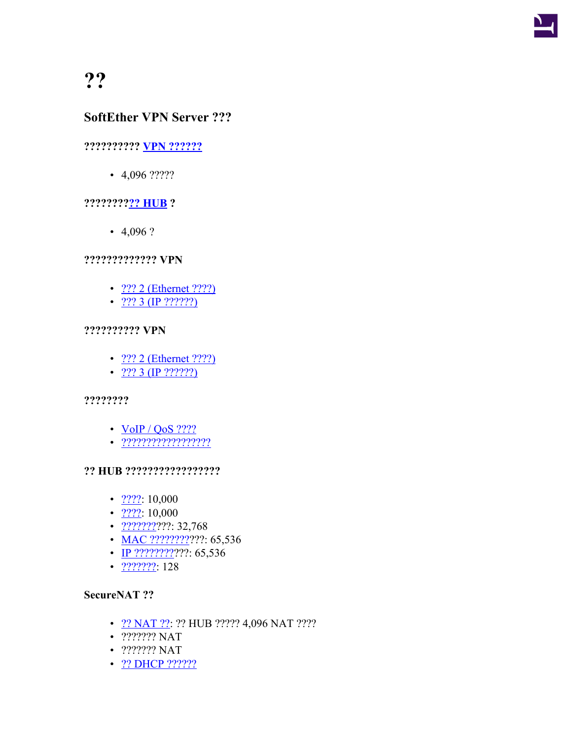# ??

### SoftEther VPN Server ???

#### ?????????? VPN ??????

- 4,096 ?????

#### ????????? HUB ?

- 4,096 ?

#### ????????????? VPN

- ??? 2 (Ethernet ????)
- ??? 3 (IP ??????)

#### ?????????? VPN

- ??? 2 (Ethernet ????)
- ??? 3 (IP ??????)

#### ????????

- VoIP / QoS ????
- ??????????????????

#### ?? HUB ?????????????????

- ????: 10,000
- ????: 10,000
- ??????????: 32,768
- MAC ???????????: 65,536
- IP ???????????: 65,536
- ???????: 128

#### SecureNAT ??

- ?? NAT ??: ?? HUB ????? 4,096 NAT ????
- ??????? NAT
- ??????? NAT
- ?? DHCP ??????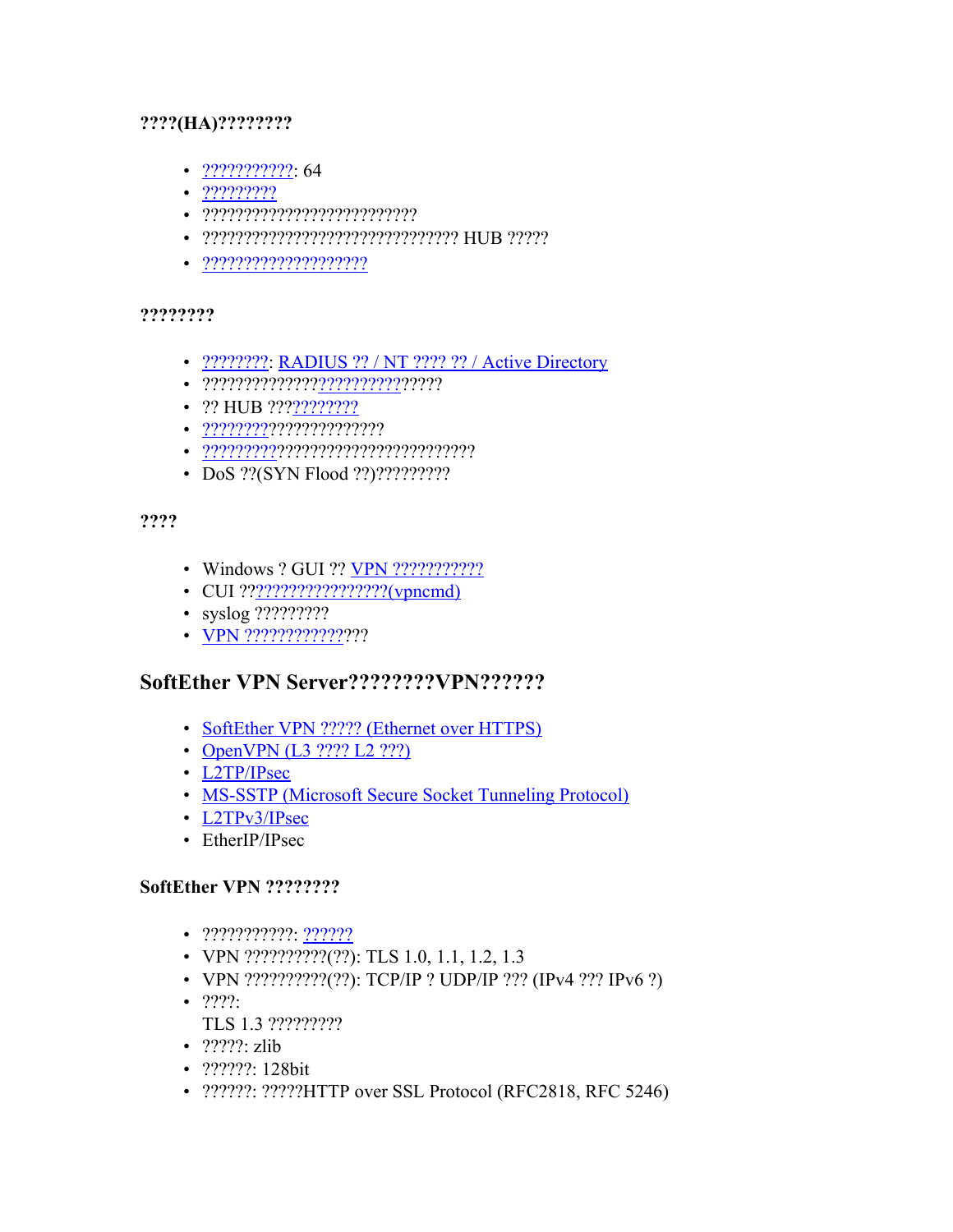**????(HA)????????**

- ???????????: 64
- ?????????
- ?????????????????????????
- ?????????????????????????????? HUB ?????
- ????????????????????

**????????**

- ????????: RADIUS ?? / NT ???? ?? / Active Directory
- ?????????????????????????????
- ?? HUB ?????????????
- ??????????????????????
- ?????????????????????????????????
- DoS ??(SYN Flood ??)?????????

**????**

- Windows ? GUI ?? VPN ???????????
- CUI ???????????????????(vpncmd)
- syslog ?????????
- VPN ???????????????

## SoftEther VPN Server????????VPN??????

- SoftEther VPN ????? (Ethernet over HTTPS)
- OpenVPN (L3 ???? L2 ???)
- L2TP/IPsec
- MS-SSTP (Microsoft Secure Socket Tunneling Protocol)
- L2TPv3/IPsec
- EtherIP/IPsec

**SoftEther VPN ????????**

- ???????????: ??????
- VPN ??????????(??): TLS 1.0, 1.1, 1.2, 1.3
- VPN ??????????(??): TCP/IP ? UDP/IP ??? (IPv4 ??? IPv6 ?)
- ????:
  TLS 1.3 ?????????
- ?????: zlib
- ??????: 128bit
- ??????: ?????HTTP over SSL Protocol (RFC2818, RFC 5246)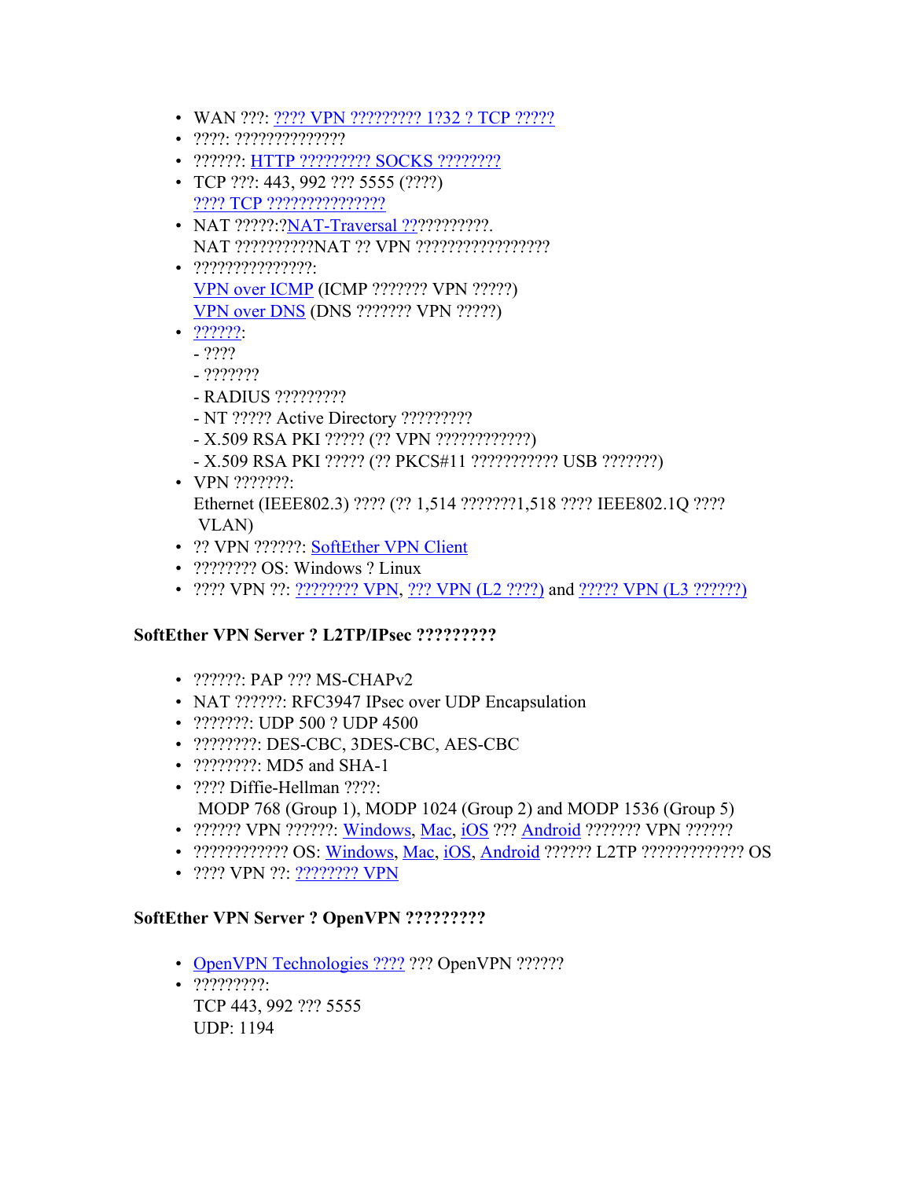- WAN ???: ???? VPN ????????? 1?32 ? TCP ?????
- ????: ??????????????
- ??????: HTTP ????????? SOCKS ????????
- TCP ???: 443, 992 ??? 5555 (????)
  ???? TCP ???????????????
- NAT ?????:?NAT-Traversal ????????????.
  NAT ??????????NAT ?? VPN ?????????????????
- ???????????????:
  VPN over ICMP (ICMP ??????? VPN ?????)
  VPN over DNS (DNS ??????? VPN ?????)
- ??????:
  - ????
  - ???????
  - RADIUS ?????????
  - NT ????? Active Directory ?????????
  - X.509 RSA PKI ????? (?? VPN ????????????)
  - X.509 RSA PKI ????? (?? PKCS#11 ??????????? USB ???????)
- VPN ???????:
  Ethernet (IEEE802.3) ???? (?? 1,514 ???????1,518 ???? IEEE802.1Q ???? VLAN)
- ?? VPN ??????: SoftEther VPN Client
- ???????? OS: Windows ? Linux
- ???? VPN ??: ???????? VPN, ??? VPN (L2 ????) and ????? VPN (L3 ??????)

**SoftEther VPN Server ? L2TP/IPsec ?????????**

- ??????: PAP ??? MS-CHAPv2
- NAT ??????: RFC3947 IPsec over UDP Encapsulation
- ???????: UDP 500 ? UDP 4500
- ????????: DES-CBC, 3DES-CBC, AES-CBC
- ????????: MD5 and SHA-1
- ???? Diffie-Hellman ????:
  MODP 768 (Group 1), MODP 1024 (Group 2) and MODP 1536 (Group 5)
- ?????? VPN ??????: Windows, Mac, iOS ??? Android ??????? VPN ??????
- ???????????? OS: Windows, Mac, iOS, Android ?????? L2TP ????????????? OS
- ???? VPN ??: ???????? VPN

**SoftEther VPN Server ? OpenVPN ?????????**

- OpenVPN Technologies ???? ??? OpenVPN ??????
- ?????????:
  TCP 443, 992 ??? 5555
  UDP: 1194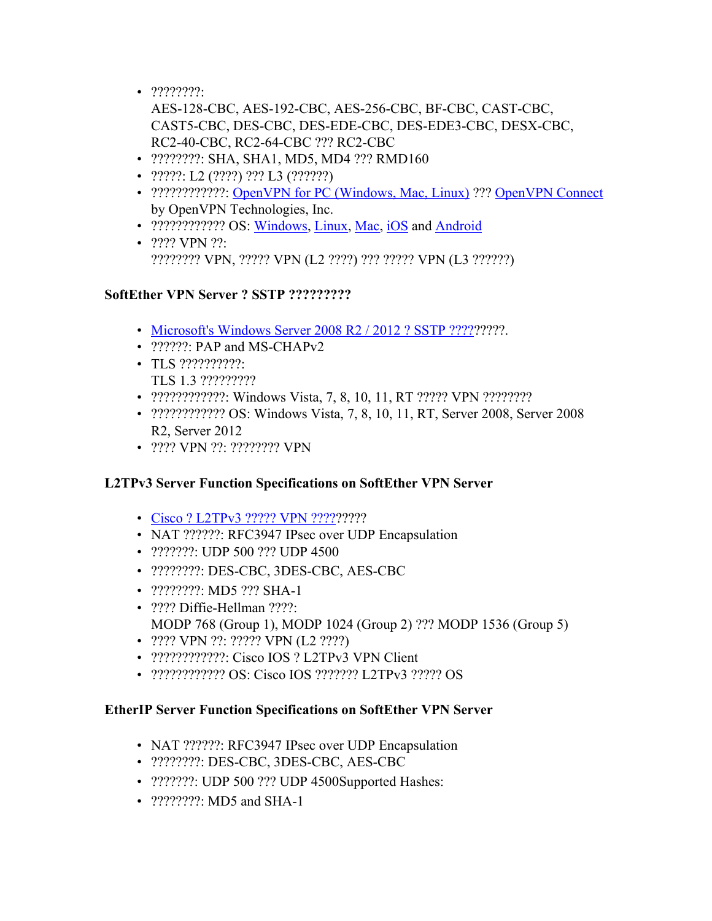- ????????: AES-128-CBC, AES-192-CBC, AES-256-CBC, BF-CBC, CAST-CBC, CAST5-CBC, DES-CBC, DES-EDE-CBC, DES-EDE3-CBC, DESX-CBC, RC2-40-CBC, RC2-64-CBC ??? RC2-CBC
- ????????: SHA, SHA1, MD5, MD4 ??? RMD160
- ?????: L2 (????) ??? L3 (??????)
- ????????????: OpenVPN for PC (Windows, Mac, Linux) ??? OpenVPN Connect by OpenVPN Technologies, Inc.
- ???????????? OS: Windows, Linux, Mac, iOS and Android
- ???? VPN ??: ???????? VPN, ????? VPN (L2 ????) ??? ????? VPN (L3 ??????)

**SoftEther VPN Server ? SSTP ?????????**

- Microsoft's Windows Server 2008 R2 / 2012 ? SSTP ?????????.
- ??????: PAP and MS-CHAPv2
- TLS ??????????: TLS 1.3 ?????????
- ????????????: Windows Vista, 7, 8, 10, 11, RT ????? VPN ????????
- ???????????? OS: Windows Vista, 7, 8, 10, 11, RT, Server 2008, Server 2008 R2, Server 2012
- ???? VPN ??: ???????? VPN

**L2TPv3 Server Function Specifications on SoftEther VPN Server**

- Cisco ? L2TPv3 ????? VPN ?????????
- NAT ??????: RFC3947 IPsec over UDP Encapsulation
- ???????: UDP 500 ??? UDP 4500
- ????????: DES-CBC, 3DES-CBC, AES-CBC
- ????????: MD5 ??? SHA-1
- ???? Diffie-Hellman ????: MODP 768 (Group 1), MODP 1024 (Group 2) ??? MODP 1536 (Group 5)
- ???? VPN ??: ????? VPN (L2 ????)
- ????????????: Cisco IOS ? L2TPv3 VPN Client
- ???????????? OS: Cisco IOS ??????? L2TPv3 ????? OS

**EtherIP Server Function Specifications on SoftEther VPN Server**

- NAT ??????: RFC3947 IPsec over UDP Encapsulation
- ????????: DES-CBC, 3DES-CBC, AES-CBC
- ???????: UDP 500 ??? UDP 4500Supported Hashes:
- ????????: MD5 and SHA-1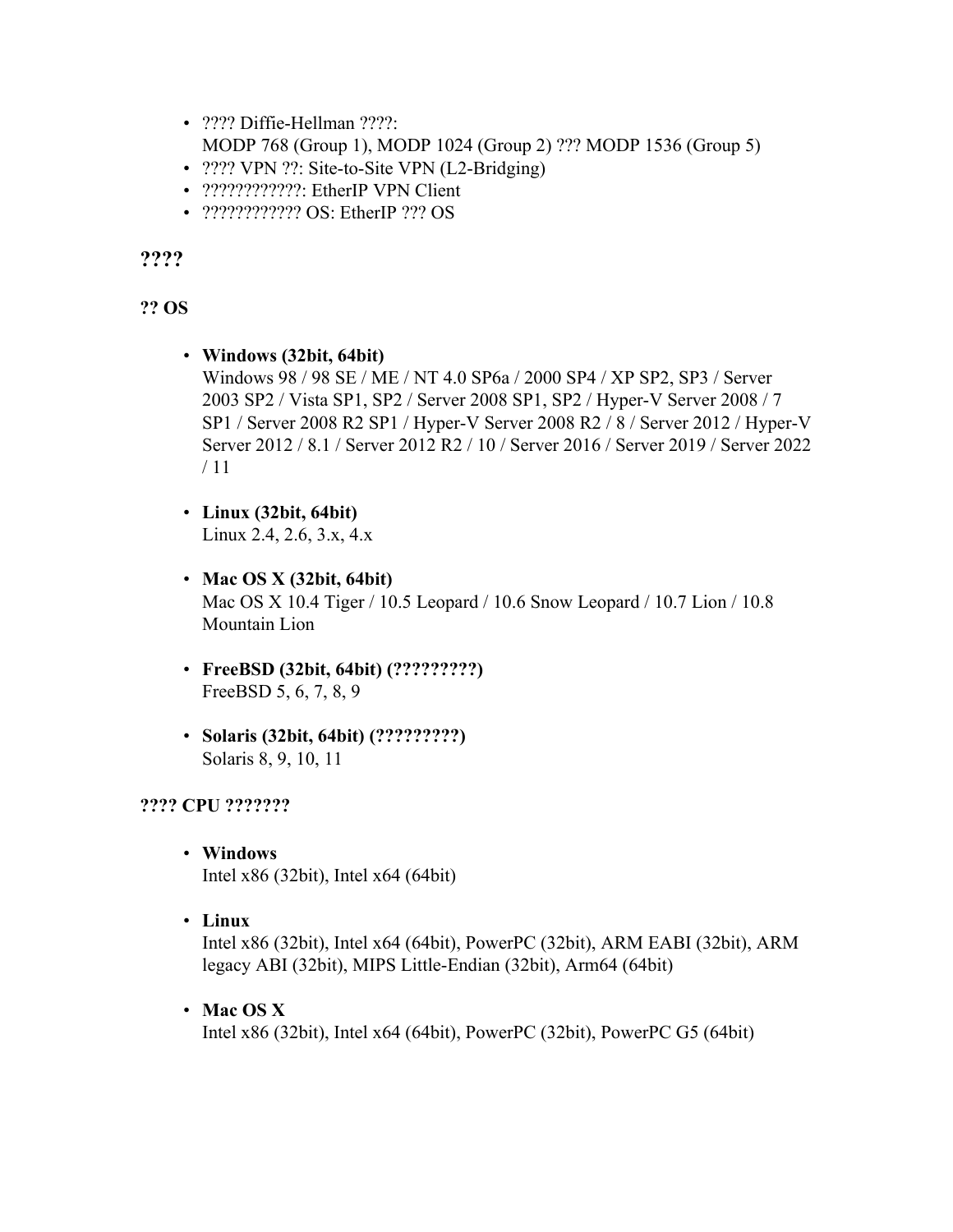- ???? Diffie-Hellman ????:
  MODP 768 (Group 1), MODP 1024 (Group 2) ??? MODP 1536 (Group 5)
- ???? VPN ??: Site-to-Site VPN (L2-Bridging)
- ????????????: EtherIP VPN Client
- ??????????? OS: EtherIP ??? OS

## ????

### ?? OS

- **Windows (32bit, 64bit)**
  Windows 98 / 98 SE / ME / NT 4.0 SP6a / 2000 SP4 / XP SP2, SP3 / Server 2003 SP2 / Vista SP1, SP2 / Server 2008 SP1, SP2 / Hyper-V Server 2008 / 7 SP1 / Server 2008 R2 SP1 / Hyper-V Server 2008 R2 / 8 / Server 2012 / Hyper-V Server 2012 / 8.1 / Server 2012 R2 / 10 / Server 2016 / Server 2019 / Server 2022 / 11

- **Linux (32bit, 64bit)**
  Linux 2.4, 2.6, 3.x, 4.x

- **Mac OS X (32bit, 64bit)**
  Mac OS X 10.4 Tiger / 10.5 Leopard / 10.6 Snow Leopard / 10.7 Lion / 10.8 Mountain Lion

- **FreeBSD (32bit, 64bit) (?????????)**
  FreeBSD 5, 6, 7, 8, 9

- **Solaris (32bit, 64bit) (?????????)**
  Solaris 8, 9, 10, 11

### ???? CPU ???????

- **Windows**
  Intel x86 (32bit), Intel x64 (64bit)

- **Linux**
  Intel x86 (32bit), Intel x64 (64bit), PowerPC (32bit), ARM EABI (32bit), ARM legacy ABI (32bit), MIPS Little-Endian (32bit), Arm64 (64bit)

- **Mac OS X**
  Intel x86 (32bit), Intel x64 (64bit), PowerPC (32bit), PowerPC G5 (64bit)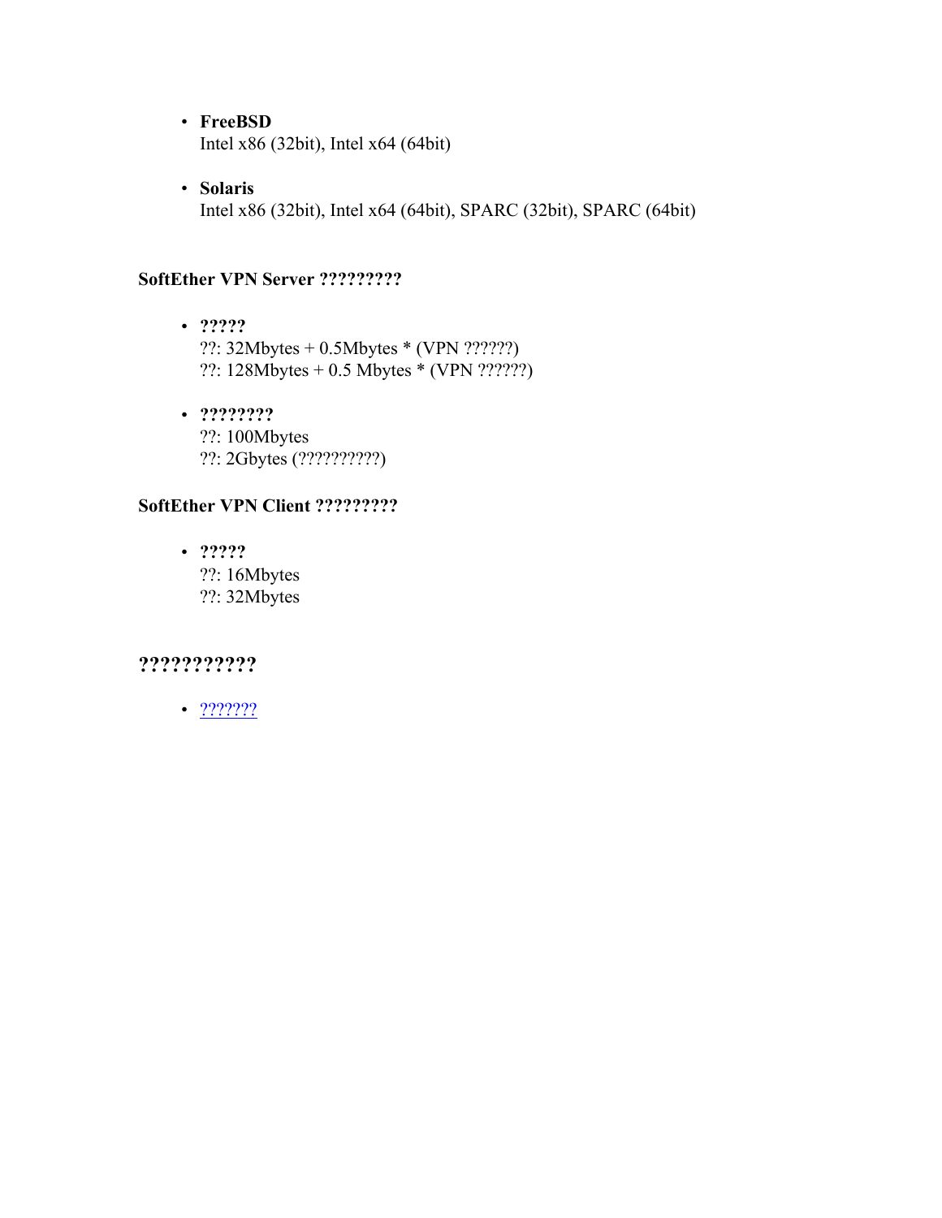- **FreeBSD**
  Intel x86 (32bit), Intel x64 (64bit)

- **Solaris**
  Intel x86 (32bit), Intel x64 (64bit), SPARC (32bit), SPARC (64bit)

### SoftEther VPN Server ?????????

- **?????**
  ??: 32Mbytes + 0.5Mbytes * (VPN ??????)
  ??: 128Mbytes + 0.5 Mbytes * (VPN ??????)

- **????????**
  ??: 100Mbytes
  ??: 2Gbytes (??????????)

### SoftEther VPN Client ?????????

- **?????**
  ??: 16Mbytes
  ??: 32Mbytes

## ???????????

- ???????